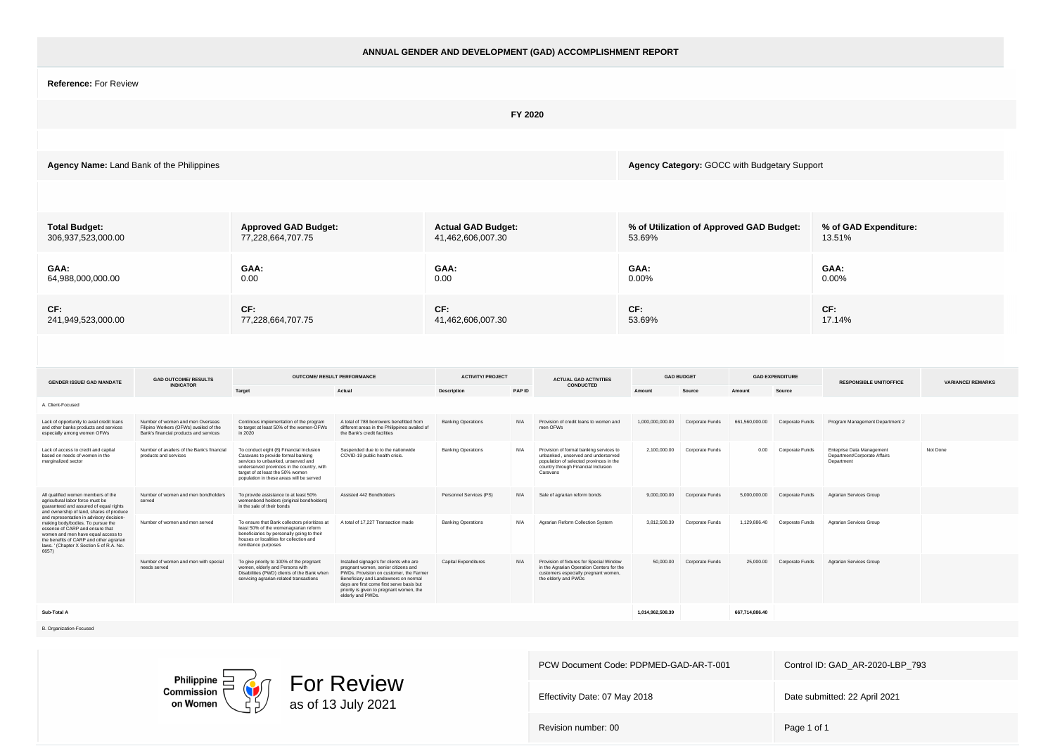# ANNUAL GENDER AND DEVELOPMENT (GAD) ACCOMPLISHMENT REPORT

**Reference:** For Review

**FY 2020**

**Agency Name:** Land Bank of the Philippines

**Agency Category:** GOCC with Budgetary Support

| **Total Budget:** | **Approved GAD Budget:** | **Actual GAD Budget:** | **% of Utilization of Approved GAD Budget:** | **% of GAD Expenditure:** |
|---|---|---|---|---|
| 306,937,523,000.00 | 77,228,664,707.75 | 41,462,606,007.30 | 53.69% | 13.51% |
| **GAA:** 64,988,000,000.00 | **GAA:** 0.00 | **GAA:** 0.00 | **GAA:** 0.00% | **GAA:** 0.00% |
| **CF:** 241,949,523,000.00 | **CF:** 77,228,664,707.75 | **CF:** 41,462,606,007.30 | **CF:** 53.69% | **CF:** 17.14% |

| GENDER ISSUE/ GAD MANDATE | GAD OUTCOME/ RESULTS INDICATOR | OUTCOME/ RESULT PERFORMANCE | | ACTIVITY/ PROJECT | | ACTUAL GAD ACTIVITIES CONDUCTED | GAD BUDGET | | GAD EXPENDITURE | | RESPONSIBLE UNIT/OFFICE | VARIANCE/ REMARKS |
|---|---|---|---|---|---|---|---|---|---|---|---|---|
| | | Target | Actual | Description | PAP ID | | Amount | Source | Amount | Source | | |
| A. Client-Focused | | | | | | | | | | | | |
| Lack of opportunity to avail credit loans and other banks products and services especially among women OFWs | Number of women and men Overseas Filipino Workers (OFWs) availed of the Bank's financial products and services | Continous implementation of the program to target at least 50% of the women-OFWs in 2020 | A total of 788 borrowers benefitted from different areas in the Philippines availed of the Bank's credit facilities | Banking Operations | N/A | Provision of credit loans to women and men OFWs | 1,000,000,000.00 | Corporate Funds | 661,560,000.00 | Corporate Funds | Program Management Department 2 | |
| Lack of access to credit and capital based on needs of women in the marginalized sector | Number of availers of the Bank's financial products and services | To conduct eight (8) Financial Inclusion Caravans to provide formal banking services to unbanked, unserved and underserved provinces in the country, with target of at least the 50% women population in these areas will be served | Suspended due to to the nationwide COVID-19 public health crisis. | Banking Operations | N/A | Provision of formal banking services to unbanked , unserved and underserved population of selected provinces in the country through Financial Inclusion Caravans | 2,100,000.00 | Corporate Funds | 0.00 | Corporate Funds | Enteprise Data Management Department/Corporate Affairs Department | Not Done |
| All qualified women members of the agricultural labor force must be guaranteed and assured of equal rights and ownership of land, shares of produce and representation in advisory decision-making body/bodies. To pursue the essence of CARP and ensure that women and men have equal access to the benefits of CARP and other agrarian laws. ' (Chapter X Section 5 of R.A. No. 6657) | Number of women and men bondholders served | To provide assistance to at least 50% womenbond holders (original bondholders) in the sale of their bonds | Assisted 442 Bondholders | Personnel Services (PS) | N/A | Sale of agrarian reform bonds | 9,000,000.00 | Corporate Funds | 5,000,000.00 | Corporate Funds | Agrarian Services Group | |
| | Number of women and men served | To ensure that Bank collectors prioritizes at least 50% of the womenagrarian reform beneficiaries by personally going to their houses or localities for collection and remittance purposes | A total of 17,227 Transaction made | Banking Operations | N/A | Agrarian Reform Collection System | 3,812,508.39 | Corporate Funds | 1,129,886.40 | Corporate Funds | Agrarian Services Group | |
| | Number of women and men with special needs served | To give priority to 100% of the pregnant women, elderly and Persons with Disabilities (PWD) clients of the Bank when servicing agrarian-related transactions | Installed signage's for clients who are pregnant women, senior citizens and PWDs. Provision on customer, the Farmer Beneficiary and Landowners on normal days are first come first serve basis but priority is given to pregnant women, the elderly and PWDs. | Capital Expenditures | N/A | Provision of fixtures for Special Window in the Agrarian Operation Centers for the customers especially pregnant women, the elderly and PWDs | 50,000.00 | Corporate Funds | 25,000.00 | Corporate Funds | Agrarian Services Group | |
| **Sub-Total A** | | | | | | | **1,014,962,508.39** | | **667,714,886.40** | | | |
| B. Organization-Focused | | | | | | | | | | | | |

Philippine Commission on Women — For Review as of 13 July 2021

| PCW Document Code: PDPMED-GAD-AR-T-001 | Control ID: GAD_AR-2020-LBP_793 |
|---|---|
| Effectivity Date: 07 May 2018 | Date submitted: 22 April 2021 |
| Revision number: 00 | |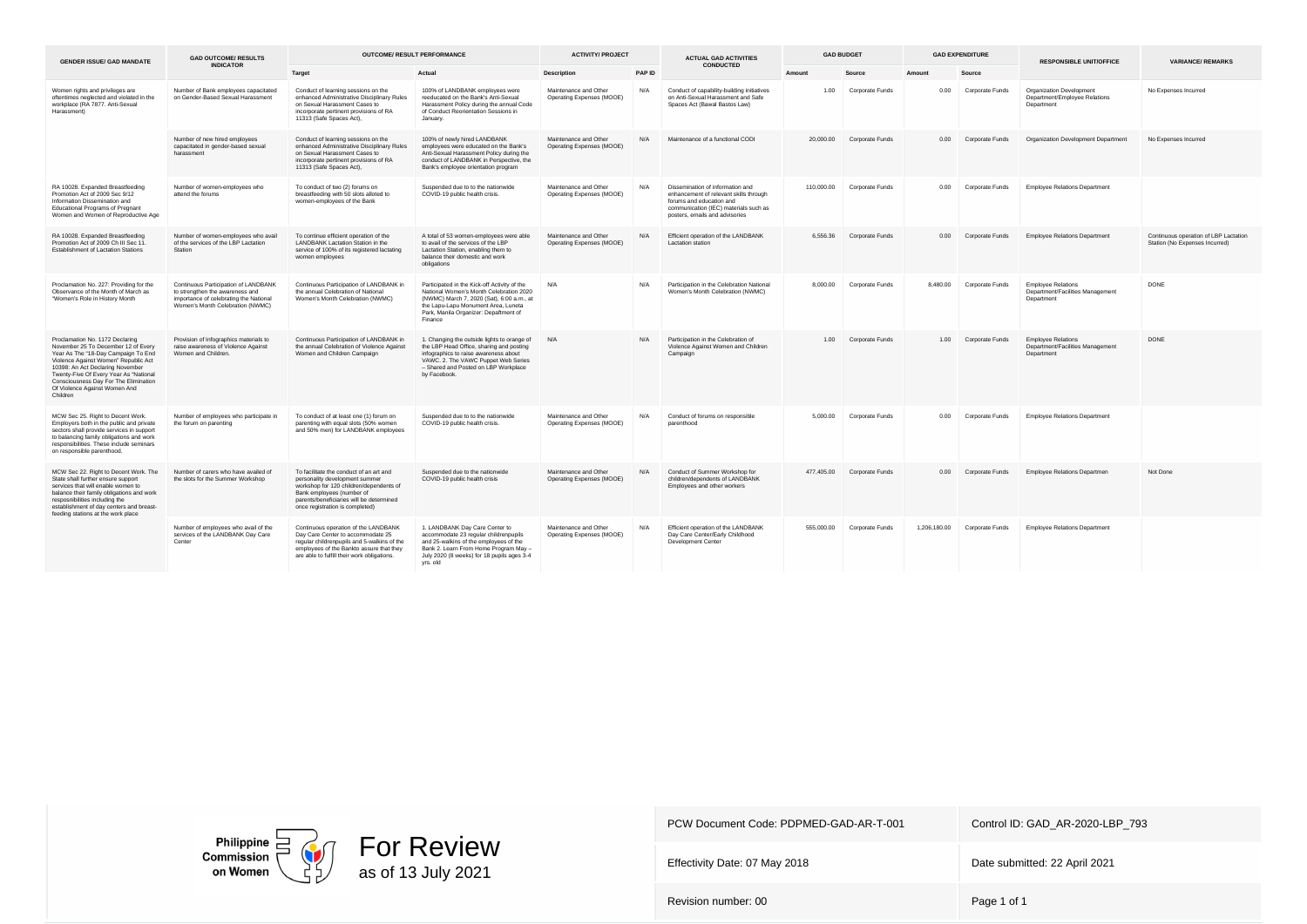| GENDER ISSUE/ GAD MANDATE | GAD OUTCOME/ RESULTS INDICATOR | OUTCOME/ RESULT PERFORMANCE | | ACTIVITY/ PROJECT | | ACTUAL GAD ACTIVITIES CONDUCTED | GAD BUDGET | | GAD EXPENDITURE | | RESPONSIBLE UNIT/OFFICE | VARIANCE/ REMARKS |
|---|---|---|---|---|---|---|---|---|---|---|---|---|
| | | Target | Actual | Description | PAP ID | | Amount | Source | Amount | Source | | |
| Women rights and privileges are oftentimes neglected and violated in the workplace (RA 7877. Anti-Sexual Harassment) | Number of Bank employees capacitated on Gender-Based Sexual Harassment | Conduct of learning sessions on the enhanced Administrative Disciplinary Rules on Sexual Harassment Cases to incorporate pertinent provisions of RA 11313 (Safe Spaces Act), | 100% of LANDBANK employees were reeducated on the Bank's Anti-Sexual Harassment Policy during the annual Code of Conduct Reorientation Sessions in January. | Maintenance and Other Operating Expenses (MOOE) | N/A | Conduct of capability-building initiatives on Anti-Sexual Harassment and Safe Spaces Act (Bawal Bastos Law) | 1.00 | Corporate Funds | 0.00 | Corporate Funds | Organization Development Department/Employee Relations Department | No Expenses Incurred |
| | Number of new hired employees capacitated in gender-based sexual harassment | Conduct of learning sessions on the enhanced Administrative Disciplinary Rules on Sexual Harassment Cases to incorporate pertinent provisions of RA 11313 (Safe Spaces Act), | 100% of newly hired LANDBANK employees were educated on the Bank's Anti-Sexual Harassment Policy during the conduct of LANDBANK in Perspective, the Bank's employee orientation program | Maintenance and Other Operating Expenses (MOOE) | N/A | Maintenance of a functional CODI | 20,000.00 | Corporate Funds | 0.00 | Corporate Funds | Organization Development Department | No Expenses Incurred |
| RA 10028. Expanded Breastfeeding Promotion Act of 2009 Sec 9/12 Information Dissemination and Educational Programs of Pregnant Women and Women of Reproductive Age | Number of women-employees who attend the forums | To conduct of two (2) forums on breastfeeding with 50 slots alloted to women-employees of the Bank | Suspended due to to the nationwide COVID-19 public health crisis. | Maintenance and Other Operating Expenses (MOOE) | N/A | Dissemination of information and enhancement of relevant skills through forums and education and communication (IEC) materials such as posters, emails and advisories | 110,000.00 | Corporate Funds | 0.00 | Corporate Funds | Employee Relations Department | |
| RA 10028. Expanded Breastfeeding Promotion Act of 2009 Ch III Sec 11. Establishment of Lactation Stations | Number of women-employees who avail of the services of the LBP Lactation Station | To continue efficient operation of the LANDBANK Lactation Station in the service of 100% of its registered lactating women employees | A total of 53 women-employees were able to avail of the services of the LBP Lactation Station, enabling them to balance their domestic and work obligations | Maintenance and Other Operating Expenses (MOOE) | N/A | Efficient operation of the LANDBANK Lactation station | 6,556.36 | Corporate Funds | 0.00 | Corporate Funds | Employee Relations Department | Continuous operation of LBP Lactation Station (No Expenses Incurred) |
| Proclamation No. 227: Providing for the Observance of the Month of March as "Women's Role in History Month | Continuous Participation of LANDBANK to strengthen the awareness and importance of celebrating the National Women's Month Celebration (NWMC) | Continuous Participation of LANDBANK in the annual Celebration of National Women's Month Celebration (NWMC) | Participated in the Kick-off Activity of the National Women's Month Celebration 2020 (NWMC) March 7, 2020 (Sat), 6:00 a.m., at the Lapu-Lapu Monument Area, Luneta Park, Manila Organizer: Depatment of Finance | N/A | N/A | Participation in the Celebration National Women's Month Celebration (NWMC) | 8,000.00 | Corporate Funds | 8,480.00 | Corporate Funds | Employee Relations Department/Facilities Management Department | DONE |
| Proclamation No. 1172 Declaring November 25 To December 12 of Every Year As The "18-Day Campaign To End Violence Against Women" Republic Act 10398: An Act Declaring November Twenty-Five Of Every Year As "National Consciousness Day For The Elimination Of Violence Against Women And Children | Provision of infographics materials to raise awareness of Violence Against Women and Children. | Continuous Participation of LANDBANK in the annual Celebration of Violence Against Women and Children Campaign | 1. Changing the outside lights to orange of the LBP Head Office, sharing and posting infographics to raise awareness about VAWC. 2. The VAWC Puppet Web Series – Shared and Posted on LBP Workplace by Facebook. | N/A | N/A | Participation in the Celebration of Violence Against Women and Children Campaign | 1.00 | Corporate Funds | 1.00 | Corporate Funds | Employee Relations Department/Facilities Management Department | DONE |
| MCW Sec 25. Right to Decent Work. Employers both in the public and private sectors shall provide services in support to balancing family obligations and work responsibilities. These include seminars on responsible parenthood. | Number of employees who participate in the forum on parenting | To conduct of at least one (1) forum on parenting with equal slots (50% women and 50% men) for LANDBANK employees | Suspended due to the nationwide COVID-19 public health crisis. | Maintenance and Other Operating Expenses (MOOE) | N/A | Conduct of forums on responsible parenthood | 5,000.00 | Corporate Funds | 0.00 | Corporate Funds | Employee Relations Department | |
| MCW Sec 22. Right to Decent Work. The State shall further ensure support services that will enable women to balance their family obligations and work responsibilities including the establishment of day centers and breast-feeding stations at the work place | Number of carers who have availed of the slots for the Summer Workshop | To facilitate the conduct of an art and personality development summer workshop for 120 children/dependents of Bank employees (number of parents/beneficiaries will be determined once registration is completed) | Suspended due to the nationwide COVID-19 public health crisis | Maintenance and Other Operating Expenses (MOOE) | N/A | Conduct of Summer Workshop for children/dependents of LANDBANK Employees and other workers | 477,405.00 | Corporate Funds | 0.00 | Corporate Funds | Employee Relations Departmen | Not Done |
| | Number of employees who avail of the services of the LANDBANK Day Care Center | Continuous operation of the LANDBANK Day Care Center to accommodate 25 regular children/pupils and 5-walkins of the employees of the Bankto assure that they are able to fulfill their work obligations. | 1. LANDBANK Day Care Center to accommodate 23 regular children/pupils and 25-walkins of the employees of the Bank 2. Learn From Home Program May – July 2020 (8 weeks) for 18 pupils ages 3-4 yrs. old | Maintenance and Other Operating Expenses (MOOE) | N/A | Efficient operation of the LANDBANK Day Care Center/Early Childhood Development Center | 555,000.00 | Corporate Funds | 1,206,180.00 | Corporate Funds | Employee Relations Department | |

Philippine Commission on Women

For Review
as of 13 July 2021

| | |
|---|---|
| PCW Document Code: PDPMED-GAD-AR-T-001 | Control ID: GAD_AR-2020-LBP_793 |
| Effectivity Date: 07 May 2018 | Date submitted: 22 April 2021 |
| Revision number: 00 | |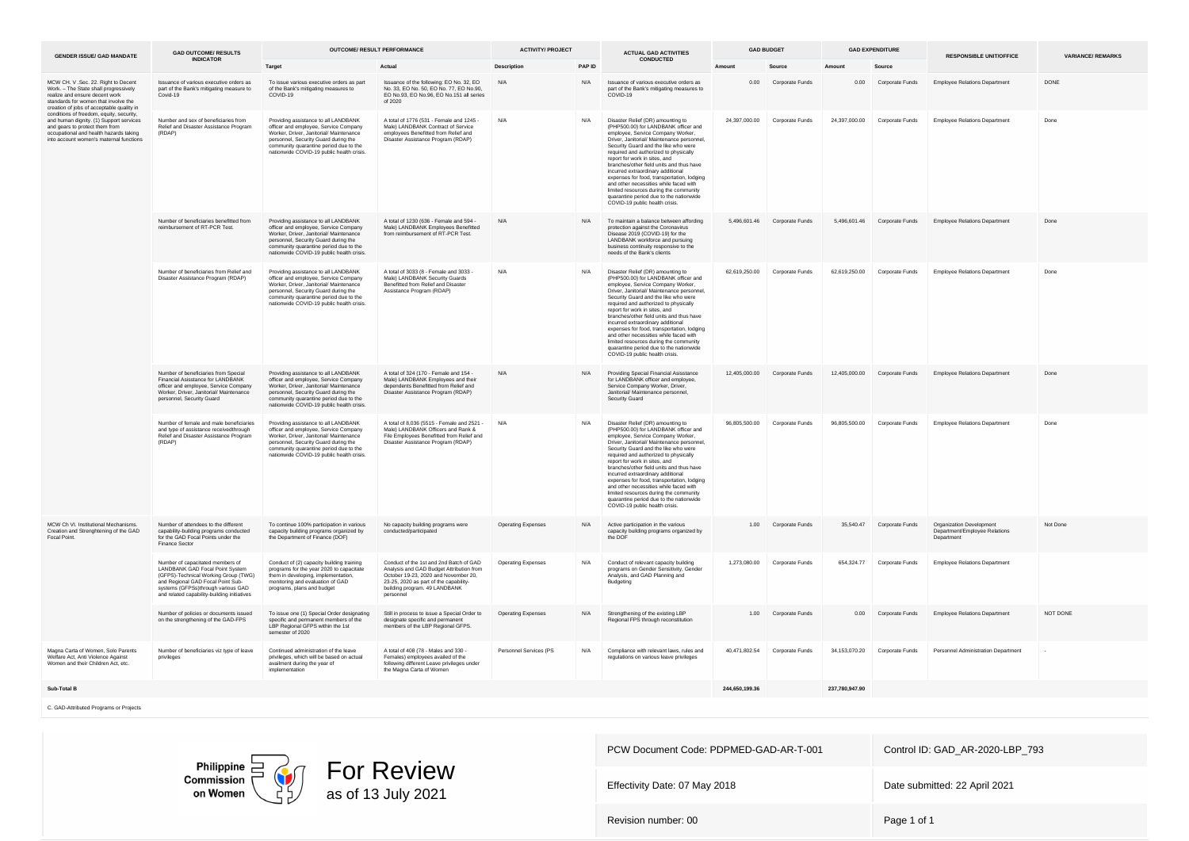| GENDER ISSUE/ GAD MANDATE | GAD OUTCOME/ RESULTS INDICATOR | OUTCOME/ RESULT PERFORMANCE | | ACTIVITY/ PROJECT | | ACTUAL GAD ACTIVITIES CONDUCTED | GAD BUDGET | | GAD EXPENDITURE | | RESPONSIBLE UNIT/OFFICE | VARIANCE/ REMARKS |
|---|---|---|---|---|---|---|---|---|---|---|---|---|
| | | Target | Actual | Description | PAP ID | | Amount | Source | Amount | Source | | |
| MCW CH. V .Sec. 22. Right to Decent Work. – The State shall progressively realize and ensure decent work standards for women that involve the creation of jobs of acceptable quality in conditions of freedom, equity, security, and human dignity. (1) Support services and gears to protect them from occupational and health hazards taking into account women's maternal functions | Issuance of various executive orders as part of the Bank's mitigating measure to Covid-19 | To issue various executive orders as part of the Bank's mitigating measures to COVID-19 | Issuance of the following: EO No. 32, EO No. 33, EO No. 50, EO No. 77, EO No.90, EO No.93, EO No.96, EO No.151 all series of 2020 | N/A | N/A | Issuance of various executive orders as part of the Bank's mitigating measure to COVID-19 | 0.00 | Corporate Funds | 0.00 | Corporate Funds | Employee Relations Department | DONE |
| | Number and sex of beneficiaries from Relief and Disaster Assistance Program (RDAP) | Providing assistance to all LANDBANK officer and employee, Service Company Worker, Driver, Janitorial/ Maintenance personnel, Security Guard during the community quarantine period due to the nationwide COVID-19 public health crisis. | A total of 1776 (531 - Female and 1245 - Male) LANDBANK Contract of Service employees Benefitted from Relief and Disaster Assistance Program (RDAP) | N/A | N/A | Disaster Relief (DR) amounting to (PHP500.00) for LANDBANK officer and employee, Service Company Worker, Driver, Janitorial/ Maintenance personnel, Security Guard and the like who were required and authorized to physically report for work in sites, and branches/other field units and thus have incurred extraordinary additional expenses for food, transportation, lodging and other necessities while faced with limited resources during the community quarantine period due to the nationwide COVID-19 public health crisis. | 24,397,000.00 | Corporate Funds | 24,397,000.00 | Corporate Funds | Employee Relations Department | Done |
| | Number of beneficiaries benefitted from reimbursement of RT-PCR Test. | Providing assistance to all LANDBANK officer and employee, Service Company Worker, Driver, Janitorial/ Maintenance personnel, Security Guard during the community quarantine period due to the nationwide COVID-19 public health crisis. | A total of 1230 (636 - Female and 594 - Male) LANDBANK Employees Benefitted from reimbursement of RT-PCR Test. | N/A | N/A | To maintain a balance between affording protection against the Coronavirus Disease 2019 (COVID-19) for the LANDBANK workforce and pursuing business continuity responsive to the needs of the Bank's clients | 5,496,601.46 | Corporate Funds | 5,496,601.46 | Corporate Funds | Employee Relations Department | Done |
| | Number of beneficiaries from Relief and Disaster Assistance Program (RDAP) | Providing assistance to all LANDBANK officer and employee, Service Company Worker, Driver, Janitorial/ Maintenance personnel, Security Guard during the community quarantine period due to the nationwide COVID-19 public health crisis. | A total of 3033 (8 - Female and 3033 - Male) LANDBANK Security Guards Benefitted from Relief and Disaster Assistance Program (RDAP) | N/A | N/A | Disaster Relief (DR) amounting to (PHP500.00) for LANDBANK officer and employee, Service Company Worker, Driver, Janitorial/ Maintenance personnel, Security Guard and the like who were required and authorized to physically report for work in sites, and branches/other field units and thus have incurred extraordinary additional expenses for food, transportation, lodging and other necessities while faced with limited resources during the community quarantine period due to the nationwide COVID-19 public health crisis. | 62,619,250.00 | Corporate Funds | 62,619,250.00 | Corporate Funds | Employee Relations Department | Done |
| | Number of beneficiaries from Special Financial Assistance for LANDBANK officer and employee, Service Company Worker, Driver, Janitorial/ Maintenance personnel, Security Guard | Providing assistance to all LANDBANK officer and employee, Service Company Worker, Driver, Janitorial/ Maintenance personnel, Security Guard during the community quarantine period due to the nationwide COVID-19 public health crisis. | A total of 324 (170 - Female and 154 - Male) LANDBANK Employees and their dependents Benefitted from Relief and Disaster Assistance Program (RDAP) | N/A | N/A | Providing Special Financial Assistance for LANDBANK officer and employee, Service Company Worker, Driver, Janitorial/ Maintenance personnel, Security Guard | 12,405,000.00 | Corporate Funds | 12,405,000.00 | Corporate Funds | Employee Relations Department | Done |
| | Number of female and male beneficiaries and type of assistance receivedthrough Relief and Disaster Assistance Program (RDAP) | Providing assistance to all LANDBANK officer and employee, Service Company Worker, Driver, Janitorial/ Maintenance personnel, Security Guard during the community quarantine period due to the nationwide COVID-19 public health crisis. | A total of 8,036 (5515 - Female and 2521 - Male) LANDBANK Officers and Rank & File Employees Benefitted from Relief and Disaster Assistance Program (RDAP) | N/A | N/A | Disaster Relief (DR) amounting to (PHP500.00) for LANDBANK officer and employee, Service Company Worker, Driver, Janitorial/ Maintenance personnel, Security Guard and the like who were required and authorized to physically report for work in sites, and branches/other field units and thus have incurred extraordinary additional expenses for food, transportation, lodging and other necessities while faced with limited resources during the community quarantine period due to the nationwide COVID-19 public health crisis. | 96,805,500.00 | Corporate Funds | 96,805,500.00 | Corporate Funds | Employee Relations Department | Done |
| MCW Ch VI. Institutional Mechanisms. Creation and Strenghtening of the GAD Focal Point. | Number of attendees to the different capability-building programs conducted for the GAD Focal Points under the Finance Sector | To continue 100% participation in various capacity building programs organized by the Department of Finance (DOF) | No capacity building programs were conducted/participated | Operating Expenses | N/A | Active participation in the various capacity building programs organized by the DOF | 1.00 | Corporate Funds | 35,540.47 | Corporate Funds | Organization Development Department/Employee Relations Department | Not Done |
| | Number of capacitated members of LANDBANK GAD Focal Point System (GFPS)-Technical Working Group (TWG) and Regional GAD Focal Point Sub-systems (GFPSs)through various GAD and related capability-building initiatives | Conduct of (2) capacity building training programs for the year 2020 to capacitate them in developing, implementation, monitoring and evaluation of GAD programs, plans and budget | Conduct of the 1st and 2nd Batch of GAD Analysis and GAD Budget Attribution from October 19-23, 2020 and November 20, 23-25, 2020 as part of the capability-building program. 49 LANDBANK personnel | Operating Expenses | N/A | Conduct of relevant capacity building programs on Gender Sensitivity, Gender Analysis, and GAD Planning and Budgeting | 1,273,080.00 | Corporate Funds | 654,324.77 | Corporate Funds | Employee Relations Department | |
| | Number of policies or documents issued on the strengthening of the GAD-FPS | To issue one (1) Special Order designating specific and permanent members of the LBP Regional GFPS within the 1st semester of 2020 | Still in process to issue a Special Order to designate specific and permanent members of the LBP Regional GFPS. | Operating Expenses | N/A | Strengthening of the existing LBP Regional FPS through reconstitution | 1.00 | Corporate Funds | 0.00 | Corporate Funds | Employee Relations Department | NOT DONE |
| Magna Carta of Women, Solo Parents Welfare Act, Anti Violence Against Women and their Children Act, etc. | Number of beneficiaries viz type of leave privileges | Continued administration of the leave privileges, which will be based on actual availment during the year of implementation | A total of 408 (78 - Males and 330 - Females) employees availed of the following different Leave privileges under the Magna Carta of Women | Personnel Services (PS | N/A | Compliance with relevant laws, rules and regulations on various leave privileges | 40,471,802.54 | Corporate Funds | 34,153,070.20 | Corporate Funds | Personnel Administration Department | - |
| **Sub-Total B** | | | | | | | **244,650,199.36** | | **237,780,947.90** | | | |

C. GAD-Attributed Programs or Projects

Philippine Commission on Women

For Review
as of 13 July 2021

| PCW Document Code: PDPMED-GAD-AR-T-001 | Control ID: GAD_AR-2020-LBP_793 |
|---|---|
| Effectivity Date: 07 May 2018 | Date submitted: 22 April 2021 |
| Revision number: 00 | Page 1 of 1 |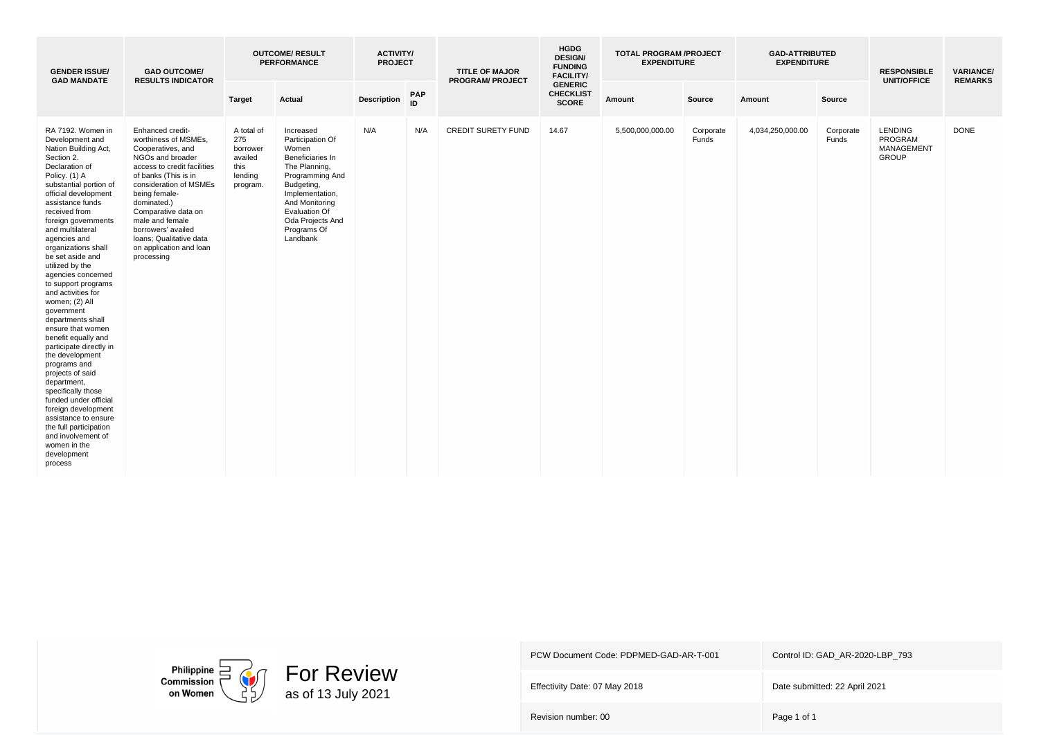| GENDER ISSUE/ GAD MANDATE | GAD OUTCOME/ RESULTS INDICATOR | OUTCOME/ RESULT PERFORMANCE | | ACTIVITY/ PROJECT | | TITLE OF MAJOR PROGRAM/ PROJECT | HGDG DESIGN/ FUNDING FACILITY/ GENERIC CHECKLIST SCORE | TOTAL PROGRAM /PROJECT EXPENDITURE | | GAD-ATTRIBUTED EXPENDITURE | | RESPONSIBLE UNIT/OFFICE | VARIANCE/ REMARKS |
|---|---|---|---|---|---|---|---|---|---|---|---|---|---|
| | | Target | Actual | Description | PAP ID | | | Amount | Source | Amount | Source | | |
| RA 7192. Women in Development and Nation Building Act, Section 2. Declaration of Policy. (1) A substantial portion of official development assistance funds received from foreign governments and multilateral agencies and organizations shall be set aside and utilized by the agencies concerned to support programs and activities for women; (2) All government departments shall ensure that women benefit equally and participate directly in the development programs and projects of said department, specifically those funded under official foreign development assistance to ensure the full participation and involvement of women in the development process | Enhanced credit-worthiness of MSMEs, Cooperatives, and NGOs and broader access to credit facilities of banks (This is in consideration of MSMEs being female-dominated.) Comparative data on male and female borrowers' availed loans; Qualitative data on application and loan processing | A total of 275 borrower availed this lending program. | Increased Participation Of Women Beneficiaries In The Planning, Programming And Budgeting, Implementation, And Monitoring Evaluation Of Oda Projects And Programs Of Landbank | N/A | N/A | CREDIT SURETY FUND | 14.67 | 5,500,000,000.00 | Corporate Funds | 4,034,250,000.00 | Corporate Funds | LENDING PROGRAM MANAGEMENT GROUP | DONE |

Philippine Commission on Women

For Review
as of 13 July 2021

| PCW Document Code: PDPMED-GAD-AR-T-001 | Control ID: GAD_AR-2020-LBP_793 |
|---|---|
| Effectivity Date: 07 May 2018 | Date submitted: 22 April 2021 |
| Revision number: 00 | Page 1 of 1 |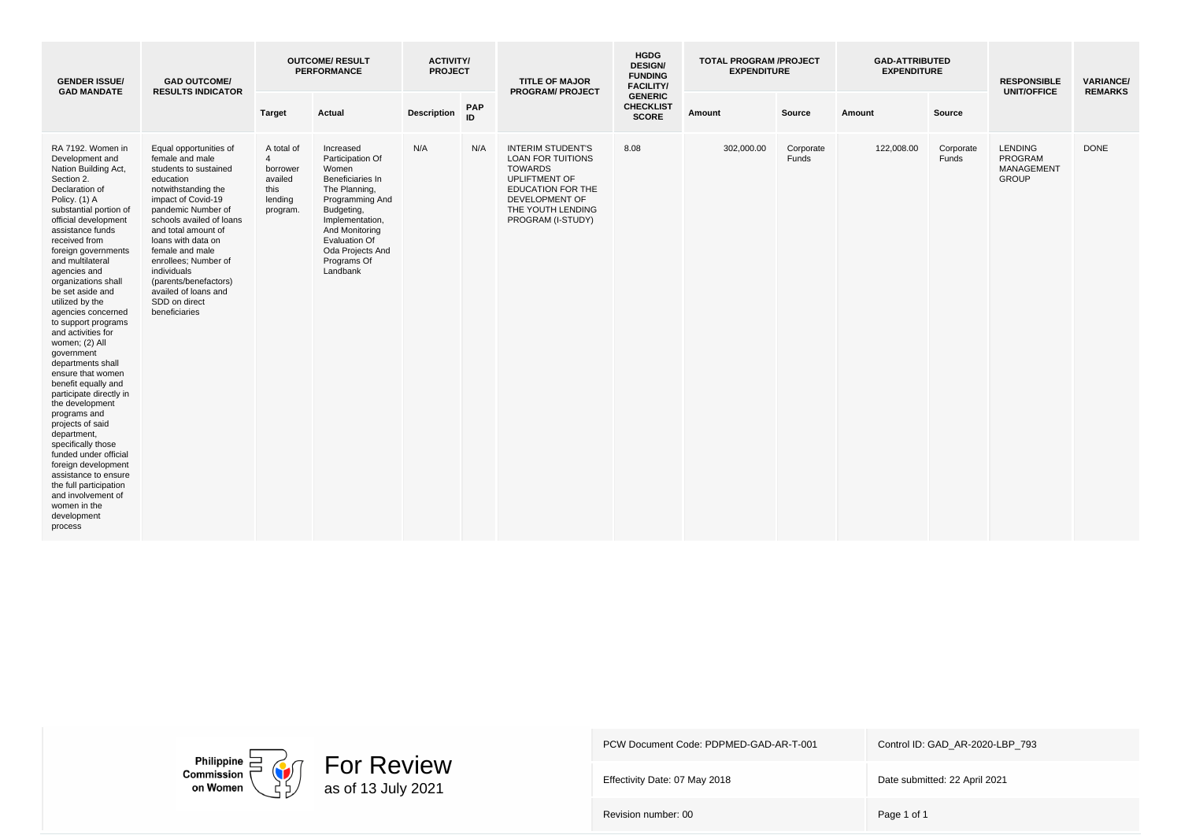| GENDER ISSUE/ GAD MANDATE | GAD OUTCOME/ RESULTS INDICATOR | OUTCOME/ RESULT PERFORMANCE | | ACTIVITY/ PROJECT | | TITLE OF MAJOR PROGRAM/ PROJECT | HGDG DESIGN/ FUNDING FACILITY/ GENERIC CHECKLIST SCORE | TOTAL PROGRAM /PROJECT EXPENDITURE | | GAD-ATTRIBUTED EXPENDITURE | | RESPONSIBLE UNIT/OFFICE | VARIANCE/ REMARKS |
|---|---|---|---|---|---|---|---|---|---|---|---|---|---|
| | | Target | Actual | Description | PAP ID | | | Amount | Source | Amount | Source | | |
| RA 7192. Women in Development and Nation Building Act, Section 2. Declaration of Policy. (1) A substantial portion of official development assistance funds received from foreign governments and multilateral agencies and organizations shall be set aside and utilized by the agencies concerned to support programs and activities for women; (2) All government departments shall ensure that women benefit equally and participate directly in the development programs and projects of said department, specifically those funded under official foreign development assistance to ensure the full participation and involvement of women in the development process | Equal opportunities of female and male students to sustained education notwithstanding the impact of Covid-19 pandemic Number of schools availed of loans and total amount of loans with data on female and male enrollees; Number of individuals (parents/benefactors) availed of loans and SDD on direct beneficiaries | A total of 4 borrower availed this lending program. | Increased Participation Of Women Beneficiaries In The Planning, Programming And Budgeting, Implementation, And Monitoring Evaluation Of Oda Projects And Programs Of Landbank | N/A | N/A | INTERIM STUDENT'S LOAN FOR TUITIONS TOWARDS UPLIFTMENT OF EDUCATION FOR THE DEVELOPMENT OF THE YOUTH LENDING PROGRAM (I-STUDY) | 8.08 | 302,000.00 | Corporate Funds | 122,008.00 | Corporate Funds | LENDING PROGRAM MANAGEMENT GROUP | DONE |

Philippine Commission on Women

For Review
as of 13 July 2021

| | |
|---|---|
| PCW Document Code: PDPMED-GAD-AR-T-001 | Control ID: GAD_AR-2020-LBP_793 |
| Effectivity Date: 07 May 2018 | Date submitted: 22 April 2021 |
| Revision number: 00 | Page 1 of 1 |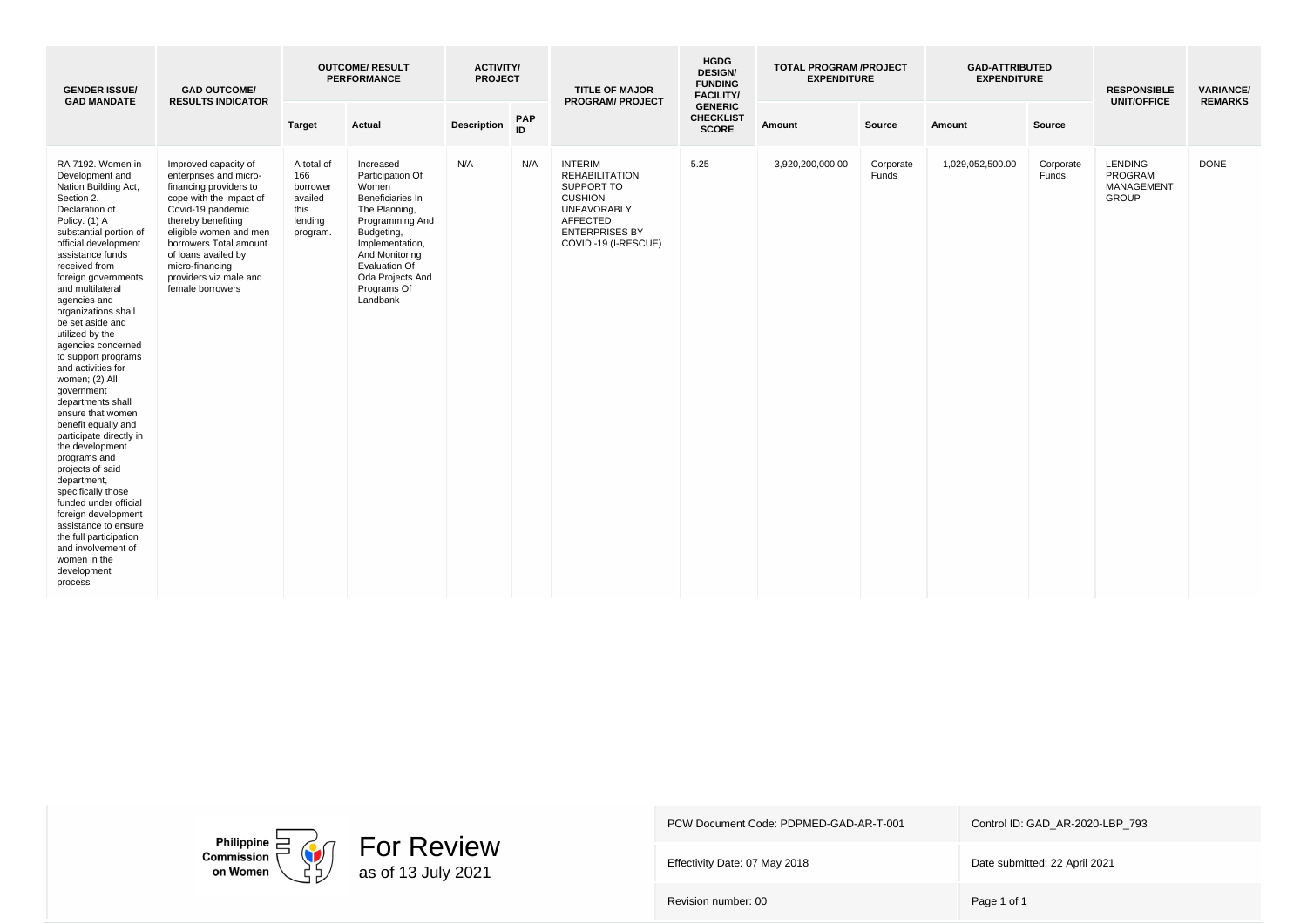| GENDER ISSUE/ GAD MANDATE | GAD OUTCOME/ RESULTS INDICATOR | OUTCOME/ RESULT PERFORMANCE | | ACTIVITY/ PROJECT | | TITLE OF MAJOR PROGRAM/ PROJECT | HGDG DESIGN/ FUNDING FACILITY/ GENERIC CHECKLIST SCORE | TOTAL PROGRAM /PROJECT EXPENDITURE | | GAD-ATTRIBUTED EXPENDITURE | | RESPONSIBLE UNIT/OFFICE | VARIANCE/ REMARKS |
|---|---|---|---|---|---|---|---|---|---|---|---|---|---|
| | | Target | Actual | Description | PAP ID | | | Amount | Source | Amount | Source | | |
| RA 7192. Women in Development and Nation Building Act, Section 2. Declaration of Policy. (1) A substantial portion of official development assistance funds received from foreign governments and multilateral agencies and organizations shall be set aside and utilized by the agencies concerned to support programs and activities for women; (2) All government departments shall ensure that women benefit equally and participate directly in the development programs and projects of said department, specifically those funded under official foreign development assistance to ensure the full participation and involvement of women in the development process | Improved capacity of enterprises and micro-financing providers to cope with the impact of Covid-19 pandemic thereby benefiting eligible women and men borrowers Total amount of loans availed by micro-financing providers viz male and female borrowers | A total of 166 borrower availed this lending program. | Increased Participation Of Women Beneficiaries In The Planning, Programming And Budgeting, Implementation, And Monitoring Evaluation Of Oda Projects And Programs Of Landbank | N/A | N/A | INTERIM REHABILITATION SUPPORT TO CUSHION UNFAVORABLY AFFECTED ENTERPRISES BY COVID -19 (I-RESCUE) | 5.25 | 3,920,200,000.00 | Corporate Funds | 1,029,052,500.00 | Corporate Funds | LENDING PROGRAM MANAGEMENT GROUP | DONE |

Philippine Commission on Women

For Review as of 13 July 2021

| | |
|---|---|
| PCW Document Code: PDPMED-GAD-AR-T-001 | Control ID: GAD_AR-2020-LBP_793 |
| Effectivity Date: 07 May 2018 | Date submitted: 22 April 2021 |
| Revision number: 00 | Page 1 of 1 |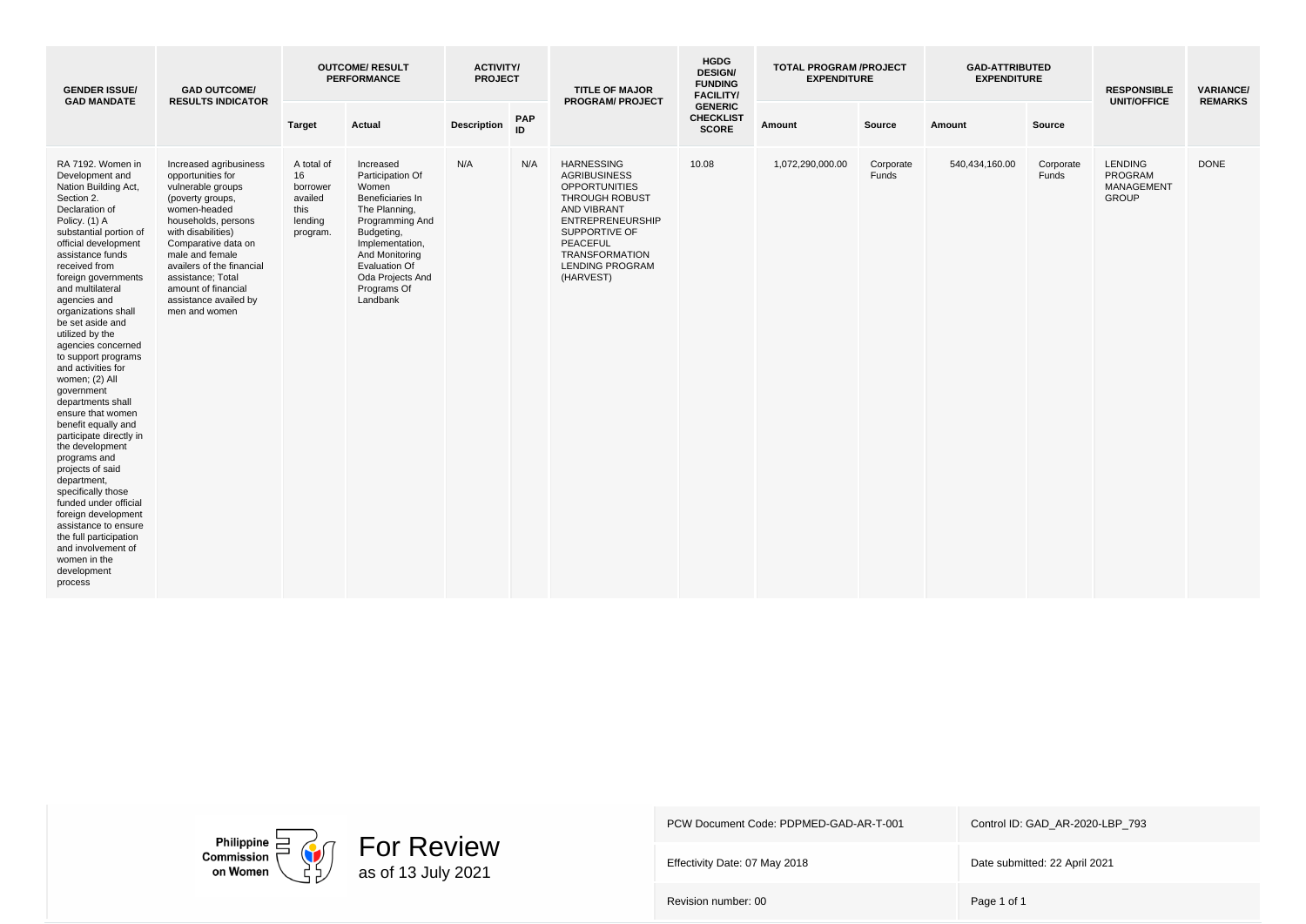| GENDER ISSUE/ GAD MANDATE | GAD OUTCOME/ RESULTS INDICATOR | OUTCOME/ RESULT PERFORMANCE | | ACTIVITY/ PROJECT | | TITLE OF MAJOR PROGRAM/ PROJECT | HGDG DESIGN/ FUNDING FACILITY/ GENERIC CHECKLIST SCORE | TOTAL PROGRAM /PROJECT EXPENDITURE | | GAD-ATTRIBUTED EXPENDITURE | | RESPONSIBLE UNIT/OFFICE | VARIANCE/ REMARKS |
|---|---|---|---|---|---|---|---|---|---|---|---|---|---|
| | | Target | Actual | Description | PAP ID | | | Amount | Source | Amount | Source | | |
| RA 7192. Women in Development and Nation Building Act, Section 2. Declaration of Policy. (1) A substantial portion of official development assistance funds received from foreign governments and multilateral agencies and organizations shall be set aside and utilized by the agencies concerned to support programs and activities for women; (2) All government departments shall ensure that women benefit equally and participate directly in the development programs and projects of said department, specifically those funded under official foreign development assistance to ensure the full participation and involvement of women in the development process | Increased agribusiness opportunities for vulnerable groups (poverty groups, women-headed households, persons with disabilities) Comparative data on male and female availers of the financial assistance; Total amount of financial assistance availed by men and women | A total of 16 borrower availed this lending program. | Increased Participation Of Women Beneficiaries In The Planning, Programming And Budgeting, Implementation, And Monitoring Evaluation Of Oda Projects And Programs Of Landbank | N/A | N/A | HARNESSING AGRIBUSINESS OPPORTUNITIES THROUGH ROBUST AND VIBRANT ENTREPRENEURSHIP SUPPORTIVE OF PEACEFUL TRANSFORMATION LENDING PROGRAM (HARVEST) | 10.08 | 1,072,290,000.00 | Corporate Funds | 540,434,160.00 | Corporate Funds | LENDING PROGRAM MANAGEMENT GROUP | DONE |

For Review
as of 13 July 2021

| PCW Document Code: PDPMED-GAD-AR-T-001 | Control ID: GAD_AR-2020-LBP_793 |
|---|---|
| Effectivity Date: 07 May 2018 | Date submitted: 22 April 2021 |
| Revision number: 00 | |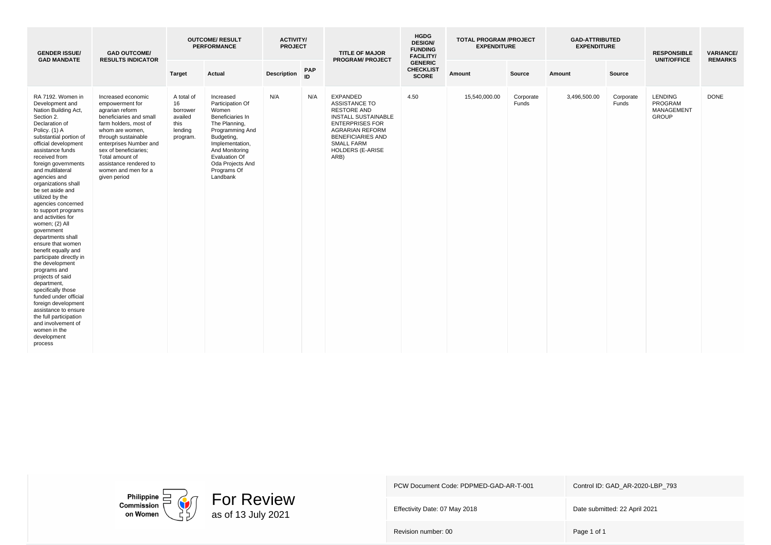| GENDER ISSUE/ GAD MANDATE | GAD OUTCOME/ RESULTS INDICATOR | OUTCOME/ RESULT PERFORMANCE | | ACTIVITY/ PROJECT | | TITLE OF MAJOR PROGRAM/ PROJECT | HGDG DESIGN/ FUNDING FACILITY/ GENERIC CHECKLIST SCORE | TOTAL PROGRAM /PROJECT EXPENDITURE | | GAD-ATTRIBUTED EXPENDITURE | | RESPONSIBLE UNIT/OFFICE | VARIANCE/ REMARKS |
|---|---|---|---|---|---|---|---|---|---|---|---|---|---|
| | | Target | Actual | Description | PAP ID | | | Amount | Source | Amount | Source | | |
| RA 7192. Women in Development and Nation Building Act, Section 2. Declaration of Policy. (1) A substantial portion of official development assistance funds received from foreign governments and multilateral agencies and organizations shall be set aside and utilized by the agencies concerned to support programs and activities for women; (2) All government departments shall ensure that women benefit equally and participate directly in the development programs and projects of said department, specifically those funded under official foreign development assistance to ensure the full participation and involvement of women in the development process | Increased economic empowerment for agrarian reform beneficiaries and small farm holders, most of whom are women, through sustainable enterprises Number and sex of beneficiaries; Total amount of assistance rendered to women and men for a given period | A total of 16 borrower availed this lending program. | Increased Participation Of Women Beneficiaries In The Planning, Programming And Budgeting, Implementation, And Monitoring Evaluation Of Oda Projects And Programs Of Landbank | N/A | N/A | EXPANDED ASSISTANCE TO RESTORE AND INSTALL SUSTAINABLE ENTERPRISES FOR AGRARIAN REFORM BENEFICIARIES AND SMALL FARM HOLDERS (E-ARISE ARB) | 4.50 | 15,540,000.00 | Corporate Funds | 3,496,500.00 | Corporate Funds | LENDING PROGRAM MANAGEMENT GROUP | DONE |

For Review
as of 13 July 2021

| | |
|---|---|
| PCW Document Code: PDPMED-GAD-AR-T-001 | Control ID: GAD_AR-2020-LBP_793 |
| Effectivity Date: 07 May 2018 | Date submitted: 22 April 2021 |
| Revision number: 00 | Page 1 of 1 |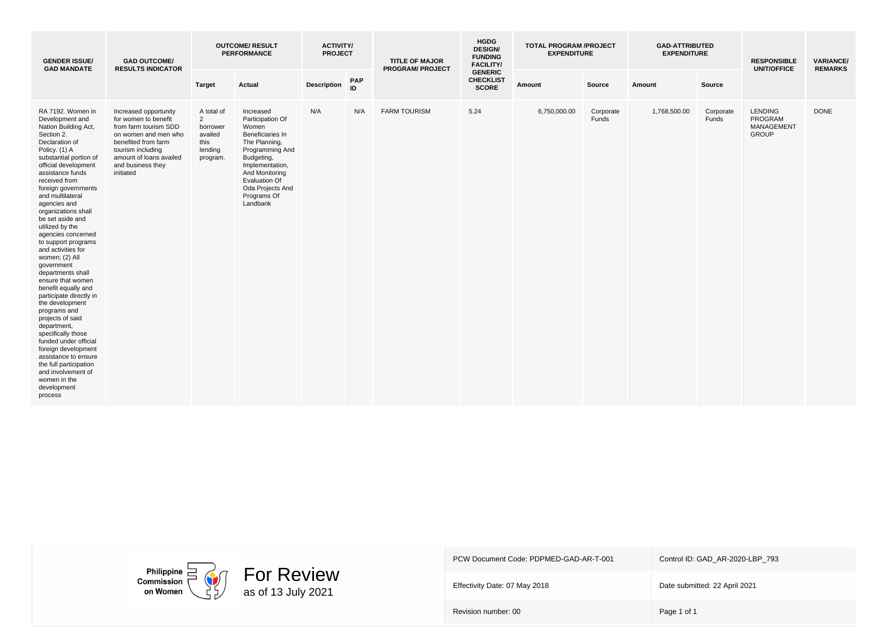| GENDER ISSUE/ GAD MANDATE | GAD OUTCOME/ RESULTS INDICATOR | OUTCOME/ RESULT PERFORMANCE | | ACTIVITY/ PROJECT | | TITLE OF MAJOR PROGRAM/ PROJECT | HGDG DESIGN/ FUNDING FACILITY/ GENERIC CHECKLIST SCORE | TOTAL PROGRAM /PROJECT EXPENDITURE | | GAD-ATTRIBUTED EXPENDITURE | | RESPONSIBLE UNIT/OFFICE | VARIANCE/ REMARKS |
|---|---|---|---|---|---|---|---|---|---|---|---|---|---|
| | | Target | Actual | Description | PAP ID | | | Amount | Source | Amount | Source | | |
| RA 7192. Women in Development and Nation Building Act, Section 2. Declaration of Policy. (1) A substantial portion of official development assistance funds received from foreign governments and multilateral agencies and organizations shall be set aside and utilized by the agencies concerned to support programs and activities for women; (2) All government departments shall ensure that women benefit equally and participate directly in the development programs and projects of said department, specifically those funded under official foreign development assistance to ensure the full participation and involvement of women in the development process | Increased opportunity for women to benefit from farm tourism SDD on women and men who benefited from farm tourism including amount of loans availed and business they initiated | A total of 2 borrower availed this lending program. | Increased Participation Of Women Beneficiaries In The Planning, Programming And Budgeting, Implementation, And Monitoring Evaluation Of Oda Projects And Programs Of Landbank | N/A | N/A | FARM TOURISM | 5.24 | 6,750,000.00 | Corporate Funds | 1,768,500.00 | Corporate Funds | LENDING PROGRAM MANAGEMENT GROUP | DONE |

For Review
as of 13 July 2021

| | |
|---|---|
| PCW Document Code: PDPMED-GAD-AR-T-001 | Control ID: GAD_AR-2020-LBP_793 |
| Effectivity Date: 07 May 2018 | Date submitted: 22 April 2021 |
| Revision number: 00 | |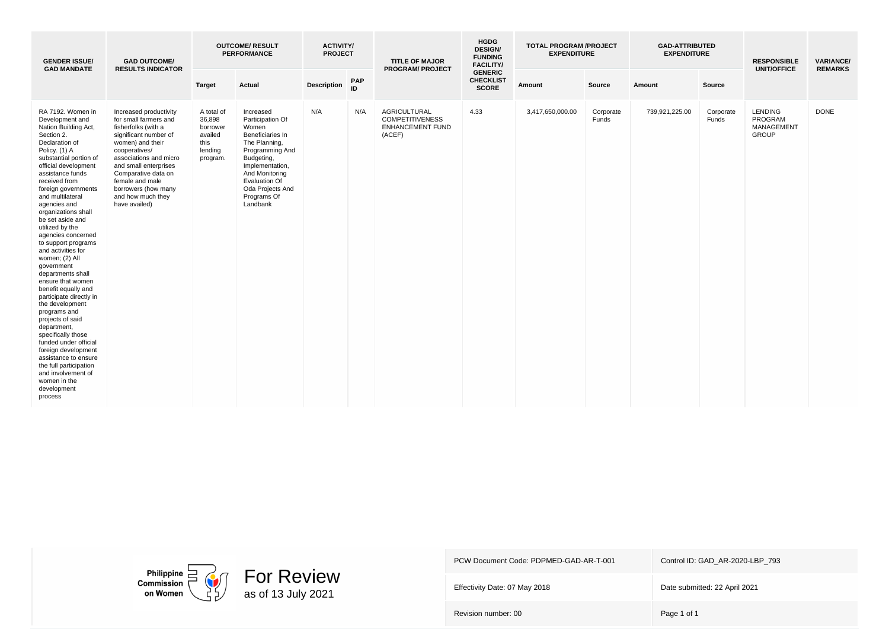| GENDER ISSUE/ GAD MANDATE | GAD OUTCOME/ RESULTS INDICATOR | OUTCOME/ RESULT PERFORMANCE | | ACTIVITY/ PROJECT | | TITLE OF MAJOR PROGRAM/ PROJECT | HGDG DESIGN/ FUNDING FACILITY/ GENERIC CHECKLIST SCORE | TOTAL PROGRAM /PROJECT EXPENDITURE | | GAD-ATTRIBUTED EXPENDITURE | | RESPONSIBLE UNIT/OFFICE | VARIANCE/ REMARKS |
|---|---|---|---|---|---|---|---|---|---|---|---|---|---|
| | | Target | Actual | Description | PAP ID | | | Amount | Source | Amount | Source | | |
| RA 7192. Women in Development and Nation Building Act, Section 2. Declaration of Policy. (1) A substantial portion of official development assistance funds received from foreign governments and multilateral agencies and organizations shall be set aside and utilized by the agencies concerned to support programs and activities for women; (2) All government departments shall ensure that women benefit equally and participate directly in the development programs and projects of said department, specifically those funded under official foreign development assistance to ensure the full participation and involvement of women in the development process | Increased productivity for small farmers and fisherfolks (with a significant number of women) and their cooperatives/ associations and micro and small enterprises Comparative data on female and male borrowers (how many and how much they have availed) | A total of 36,898 borrower availed this lending program. | Increased Participation Of Women Beneficiaries In The Planning, Programming And Budgeting, Implementation, And Monitoring Evaluation Of Oda Projects And Programs Of Landbank | N/A | N/A | AGRICULTURAL COMPETITIVENESS ENHANCEMENT FUND (ACEF) | 4.33 | 3,417,650,000.00 | Corporate Funds | 739,921,225.00 | Corporate Funds | LENDING PROGRAM MANAGEMENT GROUP | DONE |

Philippine Commission on Women

For Review
as of 13 July 2021

| PCW Document Code: PDPMED-GAD-AR-T-001 | Control ID: GAD_AR-2020-LBP_793 |
|---|---|
| Effectivity Date: 07 May 2018 | Date submitted: 22 April 2021 |
| Revision number: 00 | Page 1 of 1 |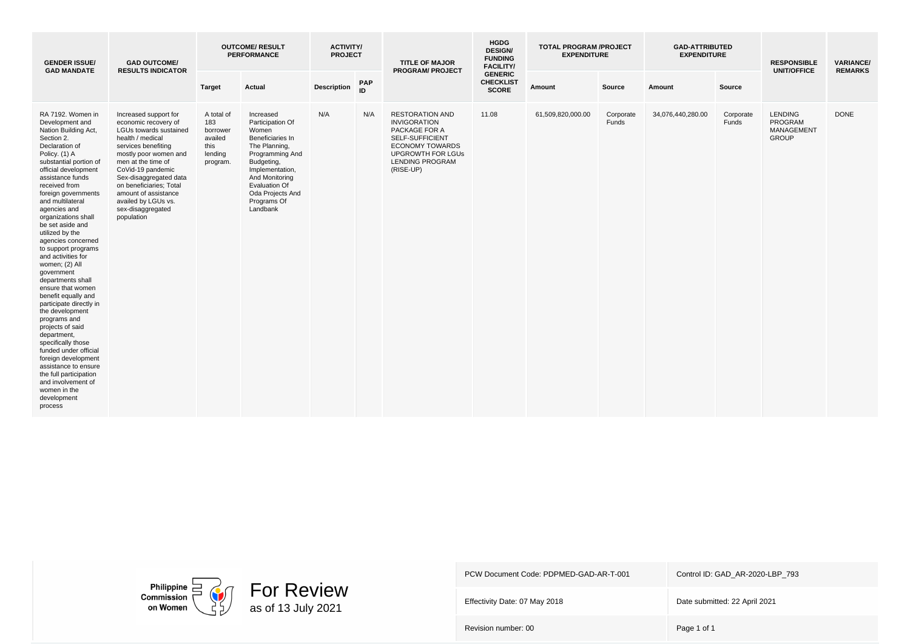| GENDER ISSUE/ GAD MANDATE | GAD OUTCOME/ RESULTS INDICATOR | OUTCOME/ RESULT PERFORMANCE | | ACTIVITY/ PROJECT | | TITLE OF MAJOR PROGRAM/ PROJECT | HGDG DESIGN/ FUNDING FACILITY/ GENERIC CHECKLIST SCORE | TOTAL PROGRAM /PROJECT EXPENDITURE | | GAD-ATTRIBUTED EXPENDITURE | | RESPONSIBLE UNIT/OFFICE | VARIANCE/ REMARKS |
|---|---|---|---|---|---|---|---|---|---|---|---|---|---|
| | | Target | Actual | Description | PAP ID | | | Amount | Source | Amount | Source | | |
| RA 7192. Women in Development and Nation Building Act, Section 2. Declaration of Policy. (1) A substantial portion of official development assistance funds received from foreign governments and multilateral agencies and organizations shall be set aside and utilized by the agencies concerned to support programs and activities for women; (2) All government departments shall ensure that women benefit equally and participate directly in the development programs and projects of said department, specifically those funded under official foreign development assistance to ensure the full participation and involvement of women in the development process | Increased support for economic recovery of LGUs towards sustained health / medical services benefiting mostly poor women and men at the time of CoVid-19 pandemic Sex-disaggregated data on beneficiaries; Total amount of assistance availed by LGUs vs. sex-disaggregated population | A total of 183 borrower availed this lending program. | Increased Participation Of Women Beneficiaries In The Planning, Programming And Budgeting, Implementation, And Monitoring Evaluation Of Oda Projects And Programs Of Landbank | N/A | N/A | RESTORATION AND INVIGORATION PACKAGE FOR A SELF-SUFFICIENT ECONOMY TOWARDS UPGROWTH FOR LGUs LENDING PROGRAM (RISE-UP) | 11.08 | 61,509,820,000.00 | Corporate Funds | 34,076,440,280.00 | Corporate Funds | LENDING PROGRAM MANAGEMENT GROUP | DONE |

Philippine Commission on Women

For Review as of 13 July 2021

| PCW Document Code: PDPMED-GAD-AR-T-001 | Control ID: GAD_AR-2020-LBP_793 |
|---|---|
| Effectivity Date: 07 May 2018 | Date submitted: 22 April 2021 |
| Revision number: 00 | Page 1 of 1 |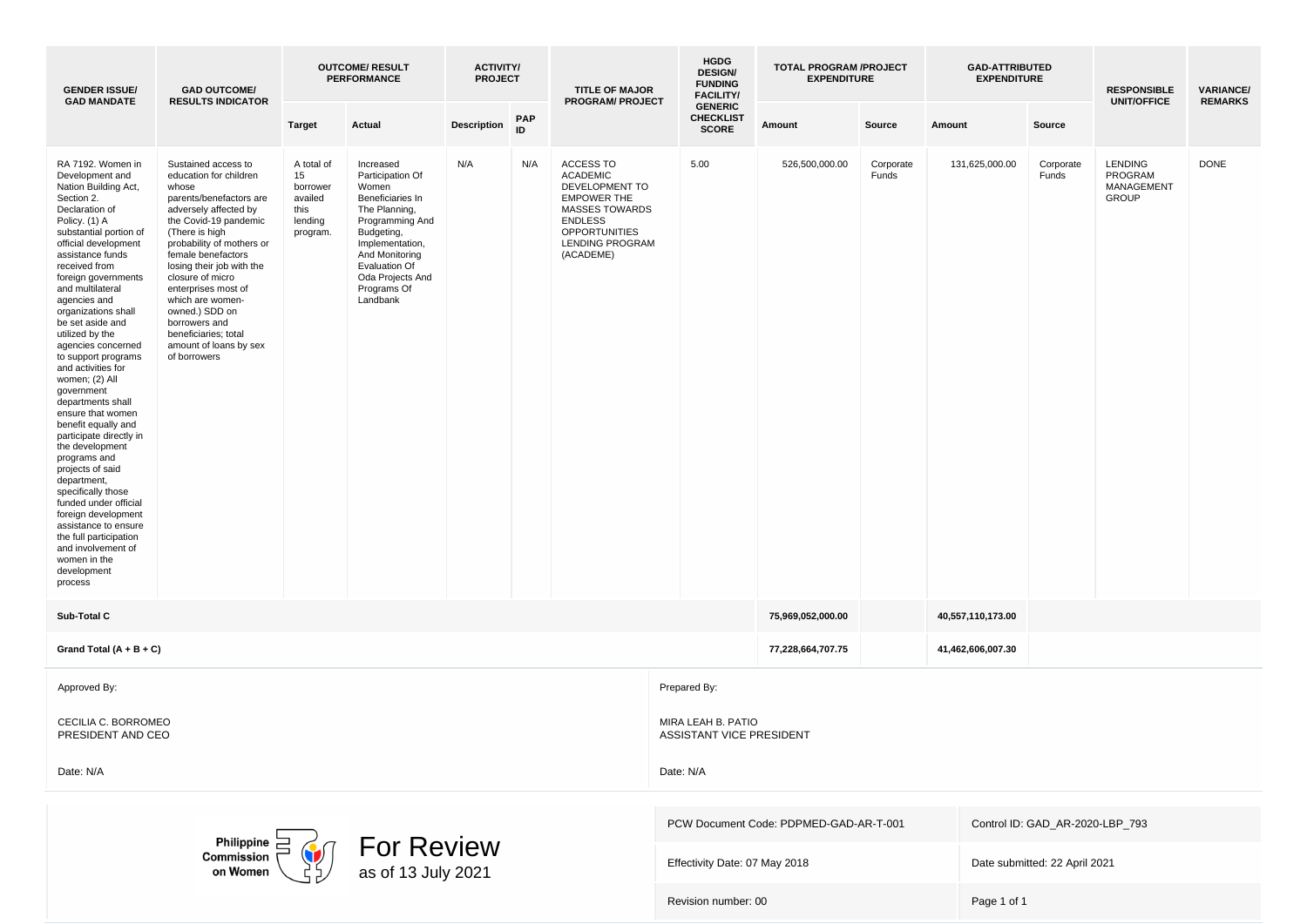| GENDER ISSUE/ GAD MANDATE | GAD OUTCOME/ RESULTS INDICATOR | OUTCOME/ RESULT PERFORMANCE | | ACTIVITY/ PROJECT | | TITLE OF MAJOR PROGRAM/ PROJECT | HGDG DESIGN/ FUNDING FACILITY/ GENERIC CHECKLIST SCORE | TOTAL PROGRAM /PROJECT EXPENDITURE | | GAD-ATTRIBUTED EXPENDITURE | | RESPONSIBLE UNIT/OFFICE | VARIANCE/ REMARKS |
|---|---|---|---|---|---|---|---|---|---|---|---|---|---|
| | | Target | Actual | Description | PAP ID | | | Amount | Source | Amount | Source | | |
| RA 7192. Women in Development and Nation Building Act, Section 2. Declaration of Policy. (1) A substantial portion of official development assistance funds received from foreign governments and multilateral agencies and organizations shall be set aside and utilized by the agencies concerned to support programs and activities for women; (2) All government departments shall ensure that women benefit equally and participate directly in the development programs and projects of said department, specifically those funded under official foreign development assistance to ensure the full participation and involvement of women in the development process | Sustained access to education for children whose parents/benefactors are adversely affected by the Covid-19 pandemic (There is high probability of mothers or female benefactors losing their job with the closure of micro enterprises most of which are women-owned.) SDD on borrowers and beneficiaries; total amount of loans by sex of borrowers | A total of 15 borrower availed this lending program. | Increased Participation Of Women Beneficiaries In The Planning, Programming And Budgeting, Implementation, And Monitoring Evaluation Of Oda Projects And Programs Of Landbank | N/A | N/A | ACCESS TO ACADEMIC DEVELOPMENT TO EMPOWER THE MASSES TOWARDS ENDLESS OPPORTUNITIES LENDING PROGRAM (ACADEME) | 5.00 | 526,500,000.00 | Corporate Funds | 131,625,000.00 | Corporate Funds | LENDING PROGRAM MANAGEMENT GROUP | DONE |
| **Sub-Total C** | | | | | | | | **75,969,052,000.00** | | **40,557,110,173.00** | | | |
| **Grand Total (A + B + C)** | | | | | | | | **77,228,664,707.75** | | **41,462,606,007.30** | | | |

Approved By:

CECILIA C. BORROMEO
PRESIDENT AND CEO

Date: N/A

Prepared By:

MIRA LEAH B. PATIO
ASSISTANT VICE PRESIDENT

Date: N/A

Philippine Commission on Women

For Review
as of 13 July 2021

| | |
|---|---|
| PCW Document Code: PDPMED-GAD-AR-T-001 | Control ID: GAD_AR-2020-LBP_793 |
| Effectivity Date: 07 May 2018 | Date submitted: 22 April 2021 |
| Revision number: 00 | Page 1 of 1 |